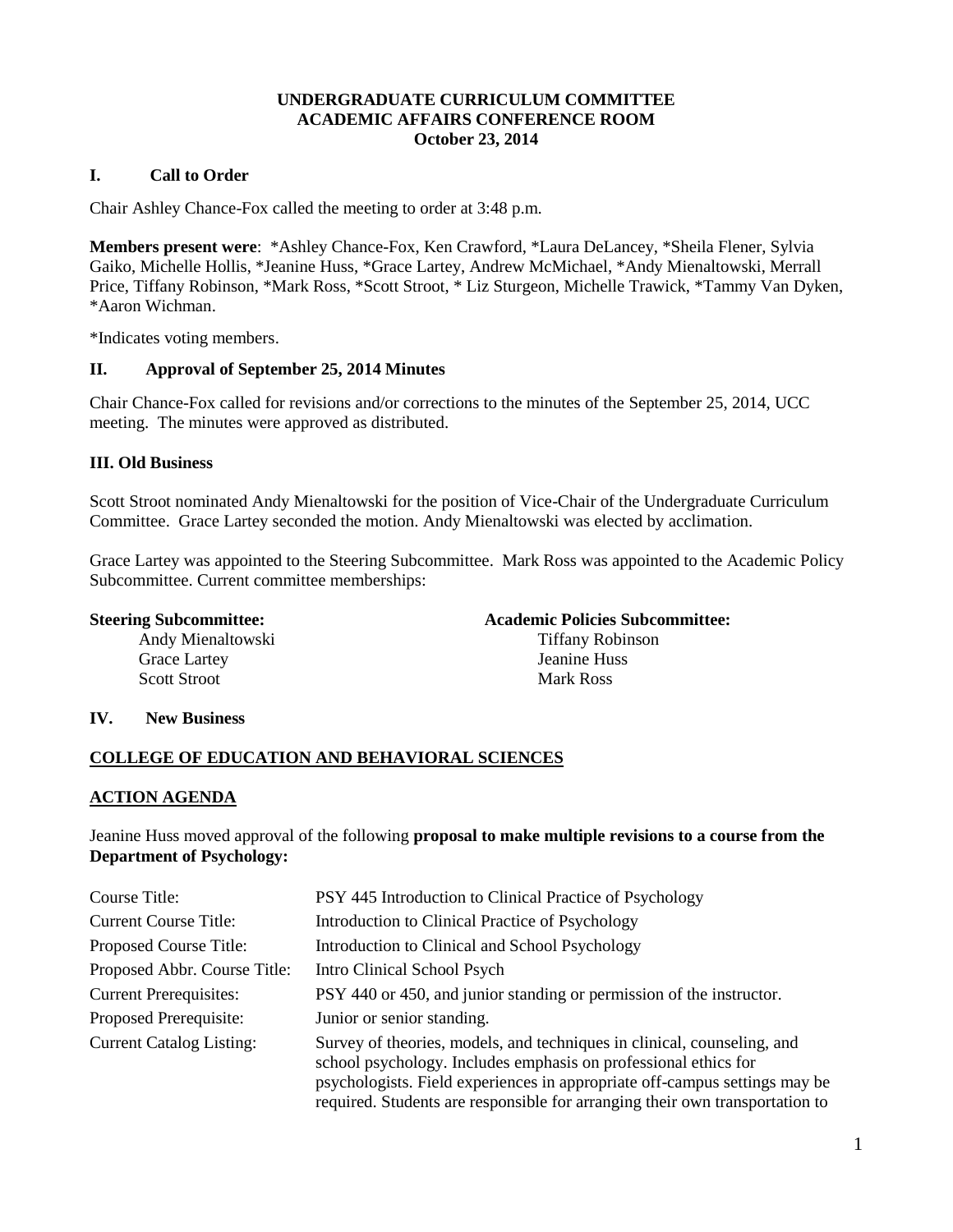**UNDERGRADUATE CURRICULUM COMMITTEE**
**ACADEMIC AFFAIRS CONFERENCE ROOM**
**October 23, 2014**

## I. Call to Order

Chair Ashley Chance-Fox called the meeting to order at 3:48 p.m.

**Members present were**: *Ashley Chance-Fox, Ken Crawford, *Laura DeLancey, *Sheila Flener, Sylvia Gaiko, Michelle Hollis, *Jeanine Huss, *Grace Lartey, Andrew McMichael, *Andy Mienaltowski, Merrall Price, Tiffany Robinson, *Mark Ross, *Scott Stroot, * Liz Sturgeon, Michelle Trawick, *Tammy Van Dyken, *Aaron Wichman.

*Indicates voting members.

## II. Approval of September 25, 2014 Minutes

Chair Chance-Fox called for revisions and/or corrections to the minutes of the September 25, 2014, UCC meeting. The minutes were approved as distributed.

## III. Old Business

Scott Stroot nominated Andy Mienaltowski for the position of Vice-Chair of the Undergraduate Curriculum Committee. Grace Lartey seconded the motion. Andy Mienaltowski was elected by acclimation.

Grace Lartey was appointed to the Steering Subcommittee. Mark Ross was appointed to the Academic Policy Subcommittee. Current committee memberships:

**Steering Subcommittee:**
- Andy Mienaltowski
- Grace Lartey
- Scott Stroot

**Academic Policies Subcommittee:**
- Tiffany Robinson
- Jeanine Huss
- Mark Ross

## IV. New Business

**COLLEGE OF EDUCATION AND BEHAVIORAL SCIENCES**

**ACTION AGENDA**

Jeanine Huss moved approval of the following **proposal to make multiple revisions to a course from the Department of Psychology:**

| | |
|---|---|
| Course Title: | PSY 445 Introduction to Clinical Practice of Psychology |
| Current Course Title: | Introduction to Clinical Practice of Psychology |
| Proposed Course Title: | Introduction to Clinical and School Psychology |
| Proposed Abbr. Course Title: | Intro Clinical School Psych |
| Current Prerequisites: | PSY 440 or 450, and junior standing or permission of the instructor. |
| Proposed Prerequisite: | Junior or senior standing. |
| Current Catalog Listing: | Survey of theories, models, and techniques in clinical, counseling, and school psychology. Includes emphasis on professional ethics for psychologists. Field experiences in appropriate off-campus settings may be required. Students are responsible for arranging their own transportation to |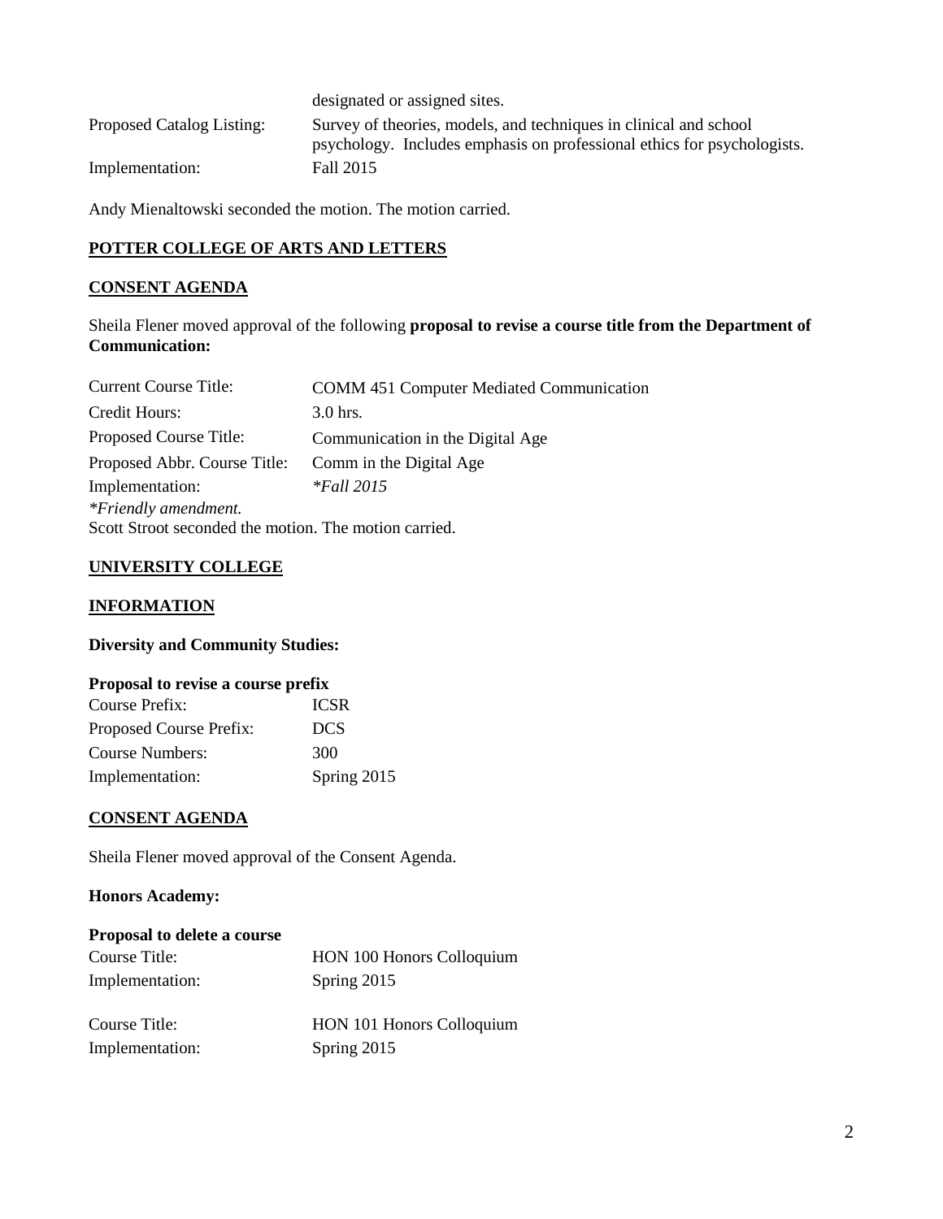| | |
|---|---|
| | designated or assigned sites. |
| Proposed Catalog Listing: | Survey of theories, models, and techniques in clinical and school psychology. Includes emphasis on professional ethics for psychologists. |
| Implementation: | Fall 2015 |

Andy Mienaltowski seconded the motion. The motion carried.

**POTTER COLLEGE OF ARTS AND LETTERS**

**CONSENT AGENDA**

Sheila Flener moved approval of the following **proposal to revise a course title from the Department of Communication:**

| | |
|---|---|
| Current Course Title: | COMM 451 Computer Mediated Communication |
| Credit Hours: | 3.0 hrs. |
| Proposed Course Title: | Communication in the Digital Age |
| Proposed Abbr. Course Title: | Comm in the Digital Age |
| Implementation: | *\*Fall 2015* |

*\*Friendly amendment.*

Scott Stroot seconded the motion. The motion carried.

**UNIVERSITY COLLEGE**

**INFORMATION**

**Diversity and Community Studies:**

**Proposal to revise a course prefix**

| | |
|---|---|
| Course Prefix: | ICSR |
| Proposed Course Prefix: | DCS |
| Course Numbers: | 300 |
| Implementation: | Spring 2015 |

**CONSENT AGENDA**

Sheila Flener moved approval of the Consent Agenda.

**Honors Academy:**

**Proposal to delete a course**

| | |
|---|---|
| Course Title: | HON 100 Honors Colloquium |
| Implementation: | Spring 2015 |
| | |
| Course Title: | HON 101 Honors Colloquium |
| Implementation: | Spring 2015 |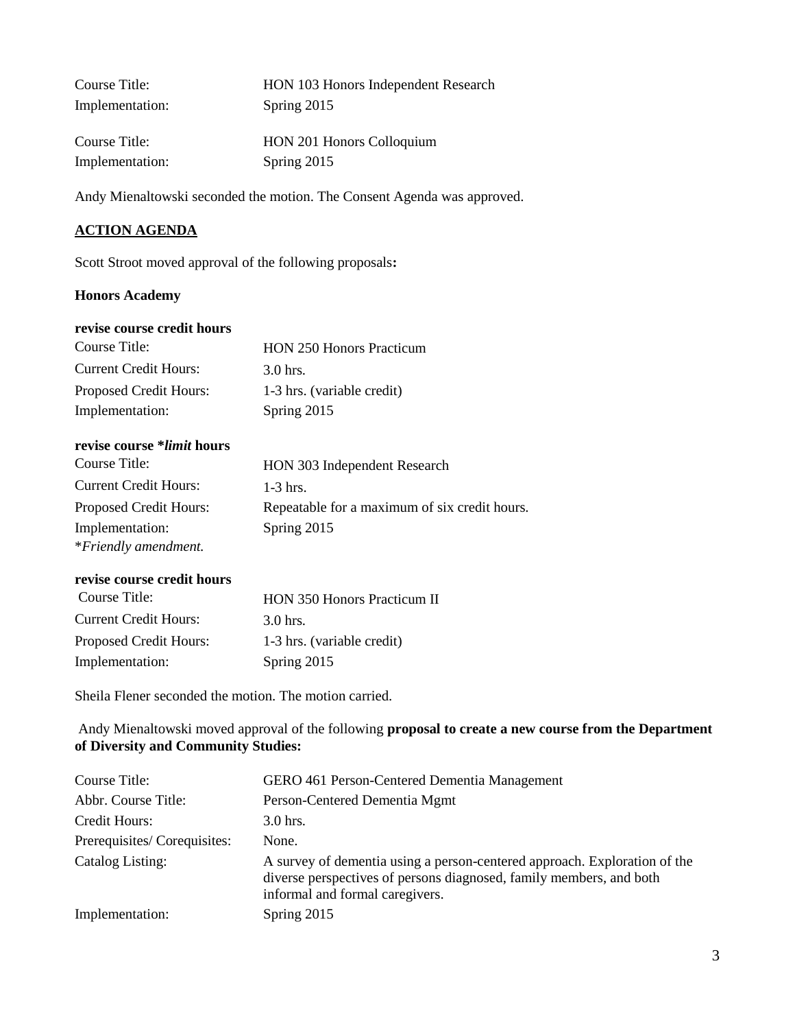| | |
|---|---|
| Course Title: | HON 103 Honors Independent Research |
| Implementation: | Spring 2015 |

| | |
|---|---|
| Course Title: | HON 201 Honors Colloquium |
| Implementation: | Spring 2015 |

Andy Mienaltowski seconded the motion. The Consent Agenda was approved.

## ACTION AGENDA

Scott Stroot moved approval of the following proposals**:**

### Honors Academy

**revise course credit hours**

| | |
|---|---|
| Course Title: | HON 250 Honors Practicum |
| Current Credit Hours: | 3.0 hrs. |
| Proposed Credit Hours: | 1-3 hrs. (variable credit) |
| Implementation: | Spring 2015 |

**revise course \****limit*** **hours**

| | |
|---|---|
| Course Title: | HON 303 Independent Research |
| Current Credit Hours: | 1-3 hrs. |
| Proposed Credit Hours: | Repeatable for a maximum of six credit hours. |
| Implementation: | Spring 2015 |

*\*Friendly amendment.*

**revise course credit hours**

| | |
|---|---|
| Course Title: | HON 350 Honors Practicum II |
| Current Credit Hours: | 3.0 hrs. |
| Proposed Credit Hours: | 1-3 hrs. (variable credit) |
| Implementation: | Spring 2015 |

Sheila Flener seconded the motion. The motion carried.

Andy Mienaltowski moved approval of the following **proposal to create a new course from the Department of Diversity and Community Studies:**

| | |
|---|---|
| Course Title: | GERO 461 Person-Centered Dementia Management |
| Abbr. Course Title: | Person-Centered Dementia Mgmt |
| Credit Hours: | 3.0 hrs. |
| Prerequisites/ Corequisites: | None. |
| Catalog Listing: | A survey of dementia using a person-centered approach. Exploration of the diverse perspectives of persons diagnosed, family members, and both informal and formal caregivers. |
| Implementation: | Spring 2015 |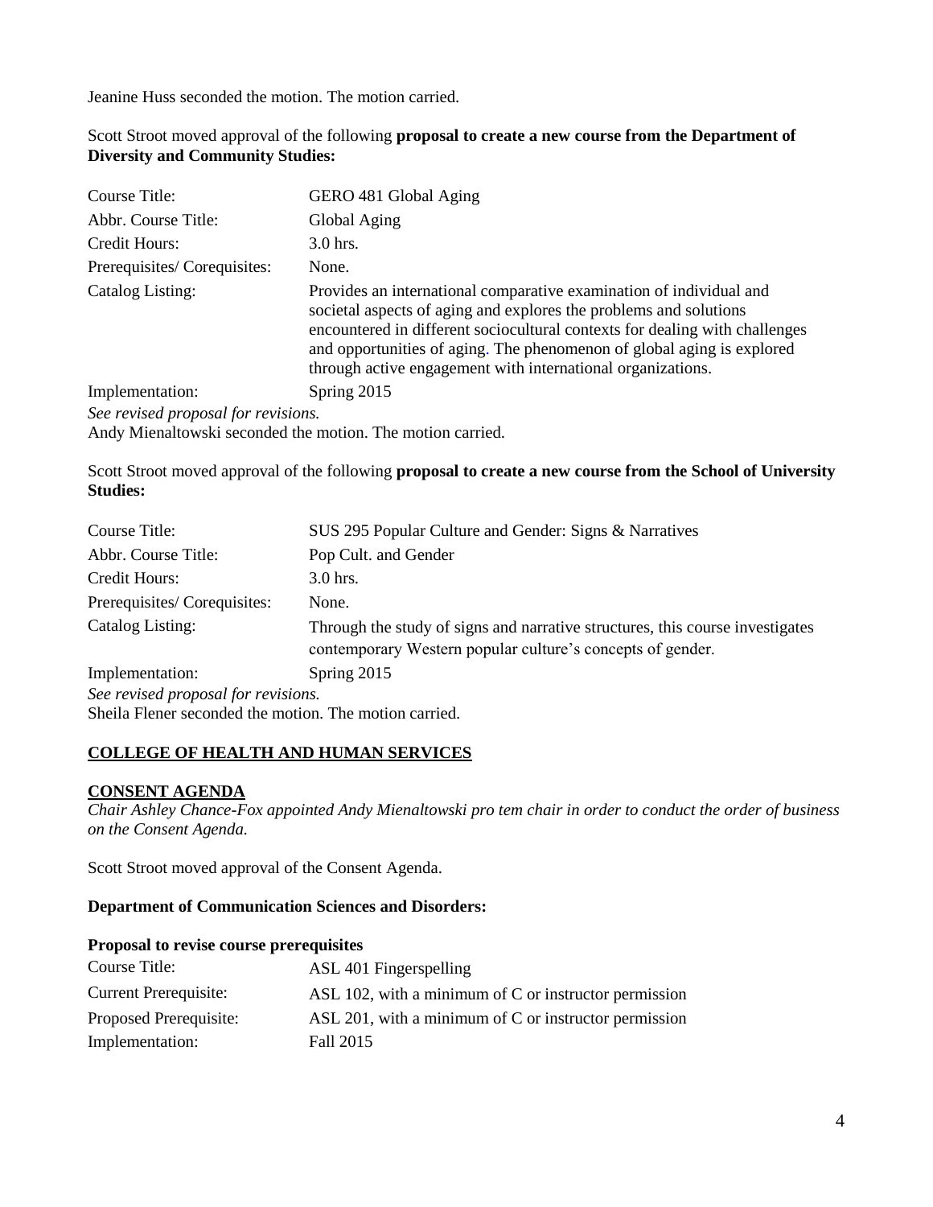Jeanine Huss seconded the motion. The motion carried.

Scott Stroot moved approval of the following **proposal to create a new course from the Department of Diversity and Community Studies:**

| | |
|---|---|
| Course Title: | GERO 481 Global Aging |
| Abbr. Course Title: | Global Aging |
| Credit Hours: | 3.0 hrs. |
| Prerequisites/ Corequisites: | None. |
| Catalog Listing: | Provides an international comparative examination of individual and societal aspects of aging and explores the problems and solutions encountered in different sociocultural contexts for dealing with challenges and opportunities of aging. The phenomenon of global aging is explored through active engagement with international organizations. |
| Implementation: | Spring 2015 |

*See revised proposal for revisions.*

Andy Mienaltowski seconded the motion. The motion carried.

Scott Stroot moved approval of the following **proposal to create a new course from the School of University Studies:**

| | |
|---|---|
| Course Title: | SUS 295 Popular Culture and Gender: Signs & Narratives |
| Abbr. Course Title: | Pop Cult. and Gender |
| Credit Hours: | 3.0 hrs. |
| Prerequisites/ Corequisites: | None. |
| Catalog Listing: | Through the study of signs and narrative structures, this course investigates contemporary Western popular culture's concepts of gender. |
| Implementation: | Spring 2015 |

*See revised proposal for revisions.*

Sheila Flener seconded the motion. The motion carried.

## COLLEGE OF HEALTH AND HUMAN SERVICES

### CONSENT AGENDA

*Chair Ashley Chance-Fox appointed Andy Mienaltowski pro tem chair in order to conduct the order of business on the Consent Agenda.*

Scott Stroot moved approval of the Consent Agenda.

**Department of Communication Sciences and Disorders:**

**Proposal to revise course prerequisites**

| | |
|---|---|
| Course Title: | ASL 401 Fingerspelling |
| Current Prerequisite: | ASL 102, with a minimum of C or instructor permission |
| Proposed Prerequisite: | ASL 201, with a minimum of C or instructor permission |
| Implementation: | Fall 2015 |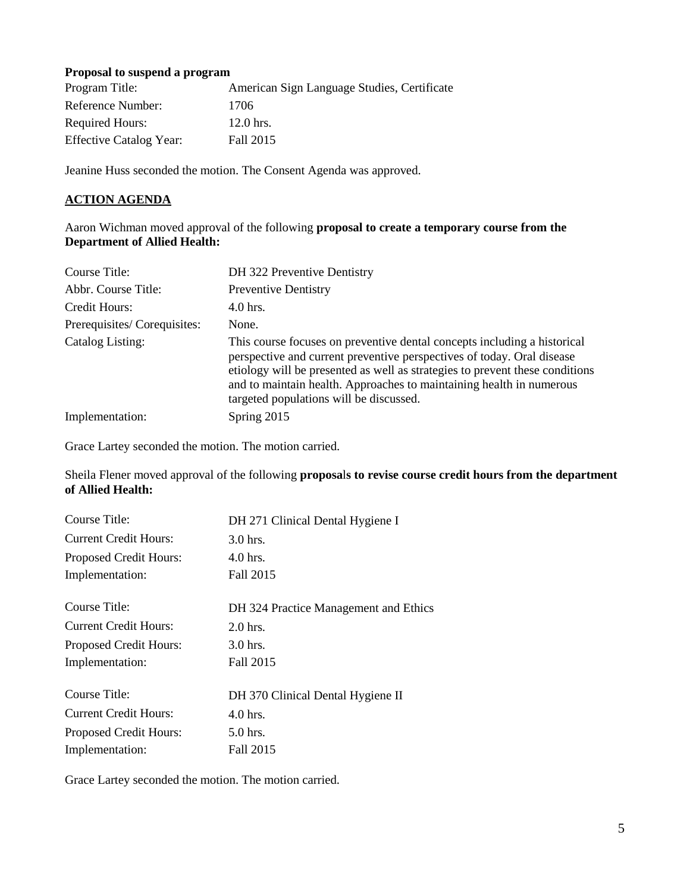**Proposal to suspend a program**

| | |
|---|---|
| Program Title: | American Sign Language Studies, Certificate |
| Reference Number: | 1706 |
| Required Hours: | 12.0 hrs. |
| Effective Catalog Year: | Fall 2015 |

Jeanine Huss seconded the motion. The Consent Agenda was approved.

**ACTION AGENDA**

Aaron Wichman moved approval of the following **proposal to create a temporary course from the Department of Allied Health:**

| | |
|---|---|
| Course Title: | DH 322 Preventive Dentistry |
| Abbr. Course Title: | Preventive Dentistry |
| Credit Hours: | 4.0 hrs. |
| Prerequisites/ Corequisites: | None. |
| Catalog Listing: | This course focuses on preventive dental concepts including a historical perspective and current preventive perspectives of today. Oral disease etiology will be presented as well as strategies to prevent these conditions and to maintain health. Approaches to maintaining health in numerous targeted populations will be discussed. |
| Implementation: | Spring 2015 |

Grace Lartey seconded the motion. The motion carried.

Sheila Flener moved approval of the following **proposals to revise course credit hours from the department of Allied Health:**

| | |
|---|---|
| Course Title: | DH 271 Clinical Dental Hygiene I |
| Current Credit Hours: | 3.0 hrs. |
| Proposed Credit Hours: | 4.0 hrs. |
| Implementation: | Fall 2015 |

| | |
|---|---|
| Course Title: | DH 324 Practice Management and Ethics |
| Current Credit Hours: | 2.0 hrs. |
| Proposed Credit Hours: | 3.0 hrs. |
| Implementation: | Fall 2015 |

| | |
|---|---|
| Course Title: | DH 370 Clinical Dental Hygiene II |
| Current Credit Hours: | 4.0 hrs. |
| Proposed Credit Hours: | 5.0 hrs. |
| Implementation: | Fall 2015 |

Grace Lartey seconded the motion. The motion carried.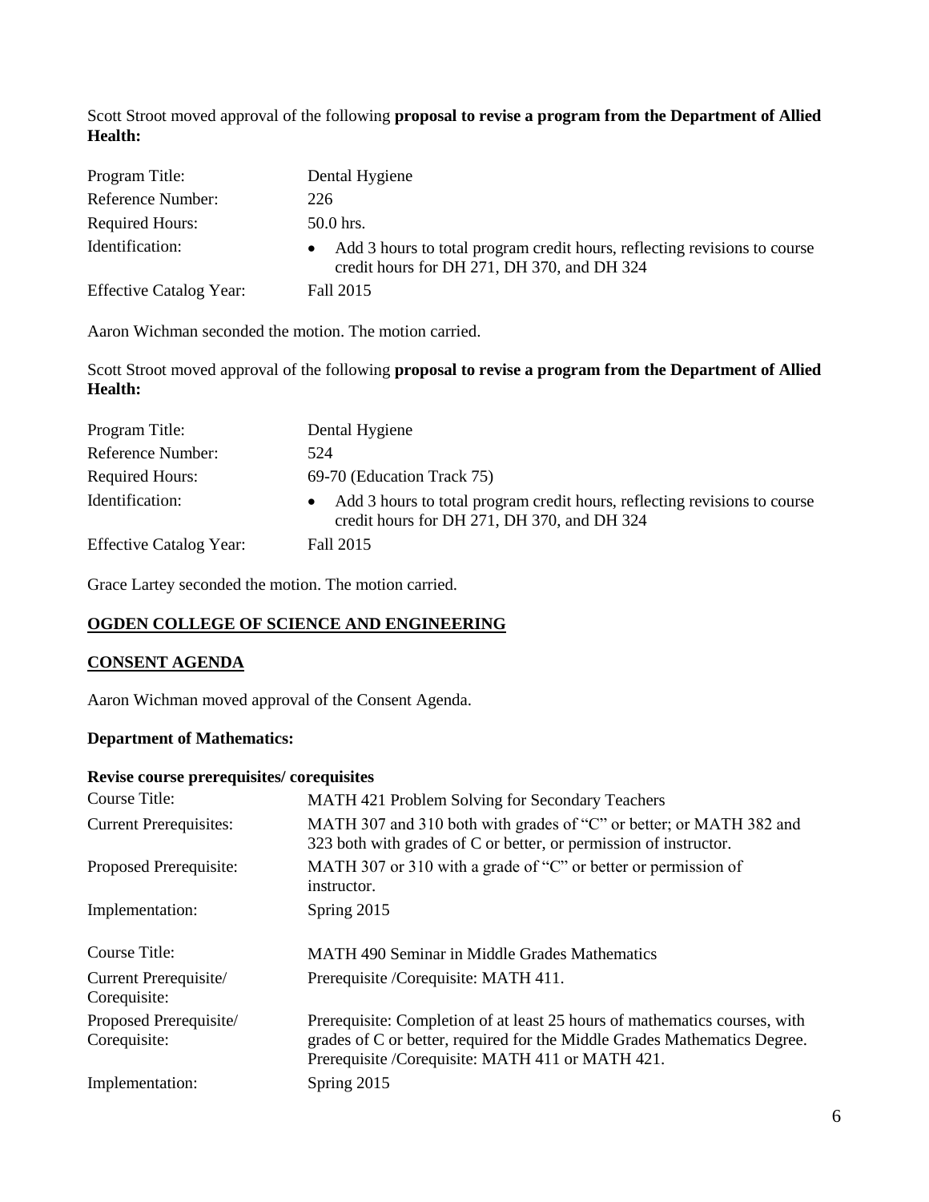Scott Stroot moved approval of the following **proposal to revise a program from the Department of Allied Health:**

| | |
|---|---|
| Program Title: | Dental Hygiene |
| Reference Number: | 226 |
| Required Hours: | 50.0 hrs. |
| Identification: | • Add 3 hours to total program credit hours, reflecting revisions to course credit hours for DH 271, DH 370, and DH 324 |
| Effective Catalog Year: | Fall 2015 |

Aaron Wichman seconded the motion. The motion carried.

Scott Stroot moved approval of the following **proposal to revise a program from the Department of Allied Health:**

| | |
|---|---|
| Program Title: | Dental Hygiene |
| Reference Number: | 524 |
| Required Hours: | 69-70 (Education Track 75) |
| Identification: | • Add 3 hours to total program credit hours, reflecting revisions to course credit hours for DH 271, DH 370, and DH 324 |
| Effective Catalog Year: | Fall 2015 |

Grace Lartey seconded the motion. The motion carried.

## OGDEN COLLEGE OF SCIENCE AND ENGINEERING

## CONSENT AGENDA

Aaron Wichman moved approval of the Consent Agenda.

### Department of Mathematics:

**Revise course prerequisites/ corequisites**

| | |
|---|---|
| Course Title: | MATH 421 Problem Solving for Secondary Teachers |
| Current Prerequisites: | MATH 307 and 310 both with grades of "C" or better; or MATH 382 and 323 both with grades of C or better, or permission of instructor. |
| Proposed Prerequisite: | MATH 307 or 310 with a grade of "C" or better or permission of instructor. |
| Implementation: | Spring 2015 |
| Course Title: | MATH 490 Seminar in Middle Grades Mathematics |
| Current Prerequisite/ Corequisite: | Prerequisite /Corequisite: MATH 411. |
| Proposed Prerequisite/ Corequisite: | Prerequisite: Completion of at least 25 hours of mathematics courses, with grades of C or better, required for the Middle Grades Mathematics Degree. Prerequisite /Corequisite: MATH 411 or MATH 421. |
| Implementation: | Spring 2015 |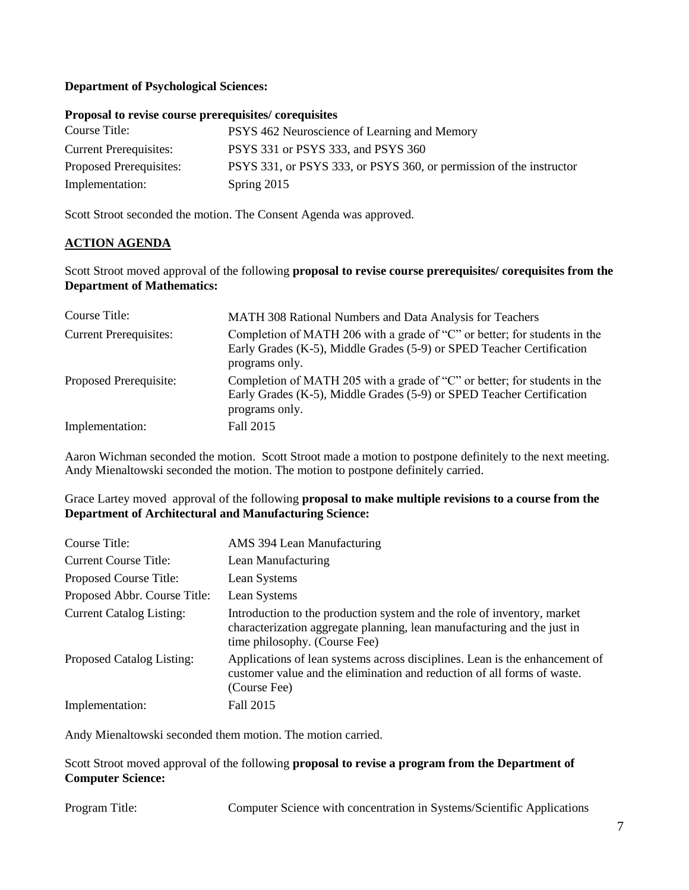**Department of Psychological Sciences:**

**Proposal to revise course prerequisites/ corequisites**

| | |
|---|---|
| Course Title: | PSYS 462 Neuroscience of Learning and Memory |
| Current Prerequisites: | PSYS 331 or PSYS 333, and PSYS 360 |
| Proposed Prerequisites: | PSYS 331, or PSYS 333, or PSYS 360, or permission of the instructor |
| Implementation: | Spring 2015 |

Scott Stroot seconded the motion. The Consent Agenda was approved.

## ACTION AGENDA

Scott Stroot moved approval of the following **proposal to revise course prerequisites/ corequisites from the Department of Mathematics:**

| | |
|---|---|
| Course Title: | MATH 308 Rational Numbers and Data Analysis for Teachers |
| Current Prerequisites: | Completion of MATH 206 with a grade of "C" or better; for students in the Early Grades (K-5), Middle Grades (5-9) or SPED Teacher Certification programs only. |
| Proposed Prerequisite: | Completion of MATH 205 with a grade of "C" or better; for students in the Early Grades (K-5), Middle Grades (5-9) or SPED Teacher Certification programs only. |
| Implementation: | Fall 2015 |

Aaron Wichman seconded the motion. Scott Stroot made a motion to postpone definitely to the next meeting. Andy Mienaltowski seconded the motion. The motion to postpone definitely carried.

Grace Lartey moved approval of the following **proposal to make multiple revisions to a course from the Department of Architectural and Manufacturing Science:**

| | |
|---|---|
| Course Title: | AMS 394 Lean Manufacturing |
| Current Course Title: | Lean Manufacturing |
| Proposed Course Title: | Lean Systems |
| Proposed Abbr. Course Title: | Lean Systems |
| Current Catalog Listing: | Introduction to the production system and the role of inventory, market characterization aggregate planning, lean manufacturing and the just in time philosophy. (Course Fee) |
| Proposed Catalog Listing: | Applications of lean systems across disciplines. Lean is the enhancement of customer value and the elimination and reduction of all forms of waste. (Course Fee) |
| Implementation: | Fall 2015 |

Andy Mienaltowski seconded them motion. The motion carried.

Scott Stroot moved approval of the following **proposal to revise a program from the Department of Computer Science:**

| | |
|---|---|
| Program Title: | Computer Science with concentration in Systems/Scientific Applications |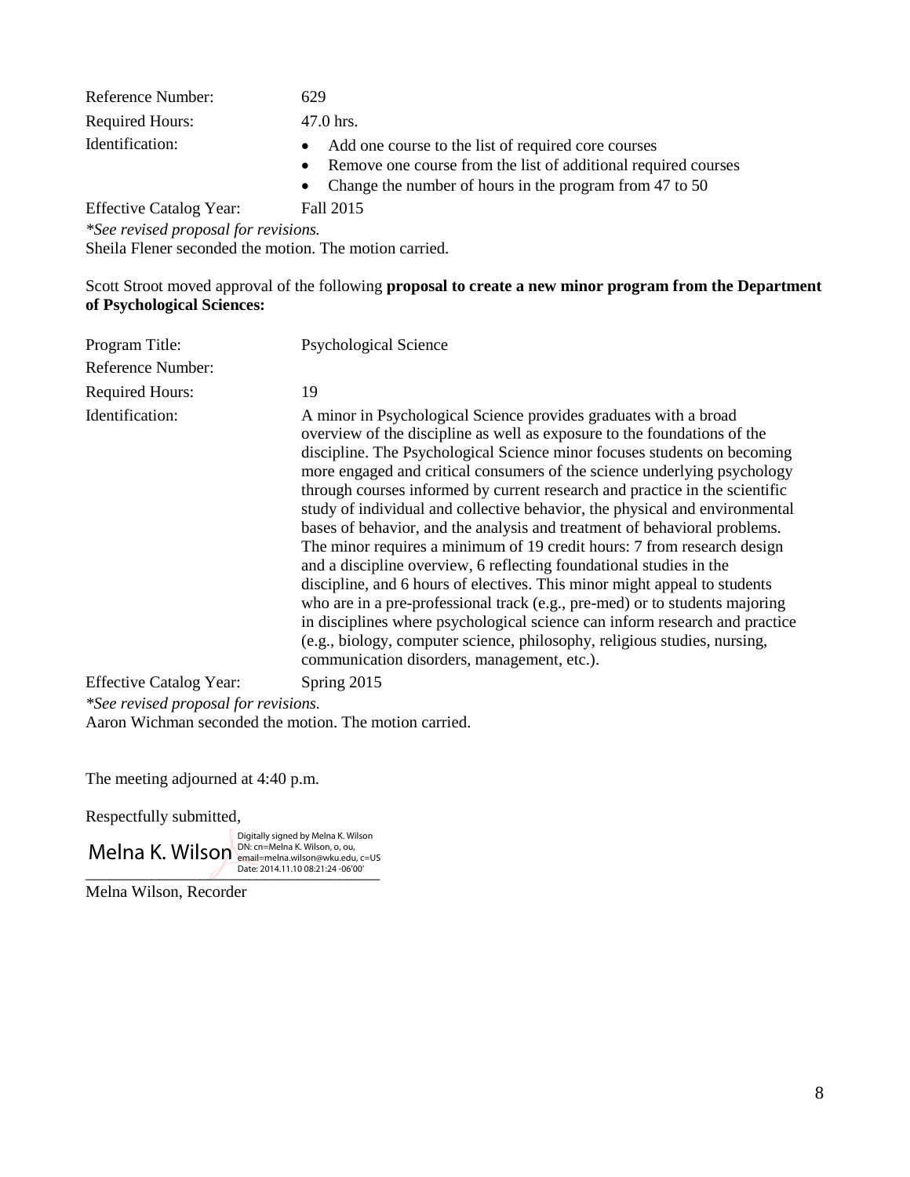| | |
|---|---|
| Reference Number: | 629 |
| Required Hours: | 47.0 hrs. |
| Identification: | • Add one course to the list of required core courses<br>• Remove one course from the list of additional required courses<br>• Change the number of hours in the program from 47 to 50 |
| Effective Catalog Year: | Fall 2015 |

*\*See revised proposal for revisions.*

Sheila Flener seconded the motion. The motion carried.

Scott Stroot moved approval of the following **proposal to create a new minor program from the Department of Psychological Sciences:**

| | |
|---|---|
| Program Title: | Psychological Science |
| Reference Number: | |
| Required Hours: | 19 |
| Identification: | A minor in Psychological Science provides graduates with a broad overview of the discipline as well as exposure to the foundations of the discipline. The Psychological Science minor focuses students on becoming more engaged and critical consumers of the science underlying psychology through courses informed by current research and practice in the scientific study of individual and collective behavior, the physical and environmental bases of behavior, and the analysis and treatment of behavioral problems. The minor requires a minimum of 19 credit hours: 7 from research design and a discipline overview, 6 reflecting foundational studies in the discipline, and 6 hours of electives. This minor might appeal to students who are in a pre-professional track (e.g., pre-med) or to students majoring in disciplines where psychological science can inform research and practice (e.g., biology, computer science, philosophy, religious studies, nursing, communication disorders, management, etc.). |
| Effective Catalog Year: | Spring 2015 |

*\*See revised proposal for revisions.*

Aaron Wichman seconded the motion. The motion carried.

The meeting adjourned at 4:40 p.m.

Respectfully submitted,

Melna K. Wilson
Digitally signed by Melna K. Wilson
DN: cn=Melna K. Wilson, o, ou, email=melna.wilson@wku.edu, c=US
Date: 2014.11.10 08:21:24 -06'00'

Melna Wilson, Recorder